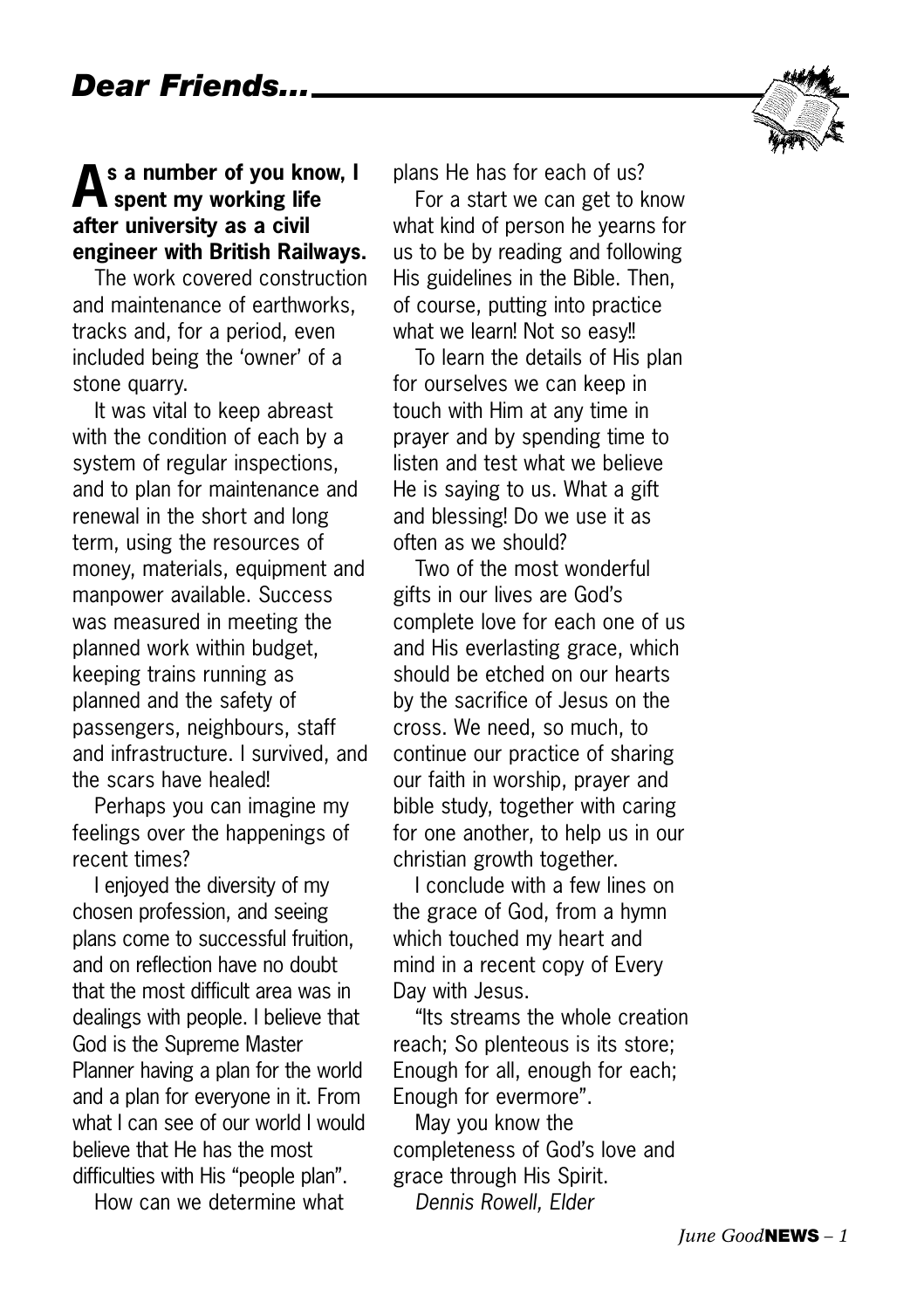# Dear Friends...

**As a number of you know, I spent my working life after university as a civil engineer with British Railways.**

The work covered construction and maintenance of earthworks, tracks and, for a period, even included being the 'owner' of a stone quarry.

It was vital to keep abreast with the condition of each by a system of regular inspections, and to plan for maintenance and renewal in the short and long term, using the resources of money, materials, equipment and manpower available. Success was measured in meeting the planned work within budget, keeping trains running as planned and the safety of passengers, neighbours, staff and infrastructure. I survived, and the scars have healed!

Perhaps you can imagine my feelings over the happenings of recent times?

I enjoyed the diversity of my chosen profession, and seeing plans come to successful fruition, and on reflection have no doubt that the most difficult area was in dealings with people. I believe that God is the Supreme Master Planner having a plan for the world and a plan for everyone in it. From what I can see of our world I would believe that He has the most difficulties with His "people plan".

How can we determine what plans He has for each of us?

For a start we can get to know what kind of person he yearns for us to be by reading and following His guidelines in the Bible. Then, of course, putting into practice what we learn! Not so easy!!

To learn the details of His plan for ourselves we can keep in touch with Him at any time in prayer and by spending time to listen and test what we believe He is saying to us. What a gift and blessing! Do we use it as often as we should?

Two of the most wonderful gifts in our lives are God's complete love for each one of us and His everlasting grace, which should be etched on our hearts by the sacrifice of Jesus on the cross. We need, so much, to continue our practice of sharing our faith in worship, prayer and bible study, together with caring for one another, to help us in our christian growth together.

I conclude with a few lines on the grace of God, from a hymn which touched my heart and mind in a recent copy of Every Day with Jesus.

"Its streams the whole creation reach; So plenteous is its store; Enough for all, enough for each; Enough for evermore".

May you know the completeness of God's love and grace through His Spirit.

*Dennis Rowell, Elder*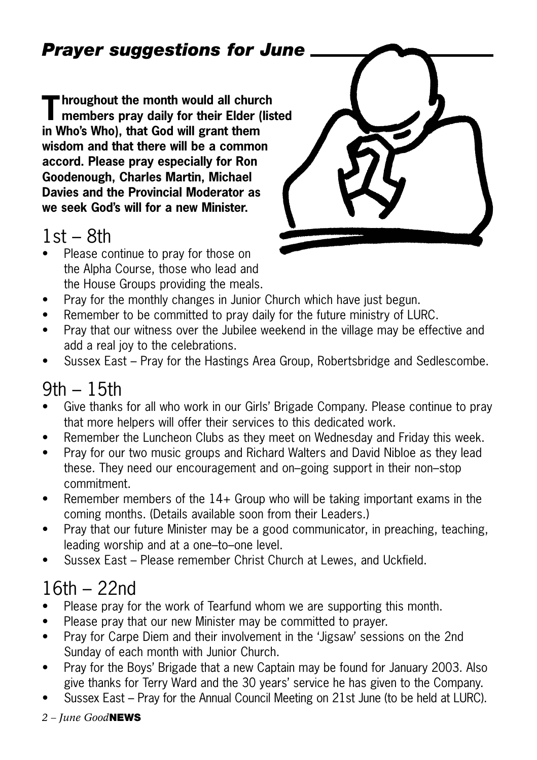## *Prayer suggestions for June*

**Throughout the month would all church members pray daily for their Elder (listed in Who's Who), that God will grant them wisdom and that there will be a common accord. Please pray especially for Ron Goodenough, Charles Martin, Michael Davies and the Provincial Moderator as we seek God's will for a new Minister.**

## 1st – 8th

- Please continue to pray for those on the Alpha Course, those who lead and the House Groups providing the meals.
- Pray for the monthly changes in Junior Church which have just begun.
- Remember to be committed to pray daily for the future ministry of LURC.
- Pray that our witness over the Jubilee weekend in the village may be effective and add a real joy to the celebrations.
- Sussex East – Pray for the Hastings Area Group, Robertsbridge and Sedlescombe.

## 9th – 15th

- Give thanks for all who work in our Girls' Brigade Company. Please continue to pray that more helpers will offer their services to this dedicated work.
- Remember the Luncheon Clubs as they meet on Wednesday and Friday this week.
- Pray for our two music groups and Richard Walters and David Nibloe as they lead these. They need our encouragement and on–going support in their non–stop commitment.
- Remember members of the 14+ Group who will be taking important exams in the coming months. (Details available soon from their Leaders.)
- Pray that our future Minister may be a good communicator, in preaching, teaching, leading worship and at a one–to–one level.
- Sussex East – Please remember Christ Church at Lewes, and Uckfield.

## 16th – 22nd

- Please pray for the work of Tearfund whom we are supporting this month.
- Please pray that our new Minister may be committed to prayer.
- Pray for Carpe Diem and their involvement in the 'Jigsaw' sessions on the 2nd Sunday of each month with Junior Church.
- Pray for the Boys' Brigade that a new Captain may be found for January 2003. Also give thanks for Terry Ward and the 30 years' service he has given to the Company.
- Sussex East – Pray for the Annual Council Meeting on 21st June (to be held at LURC).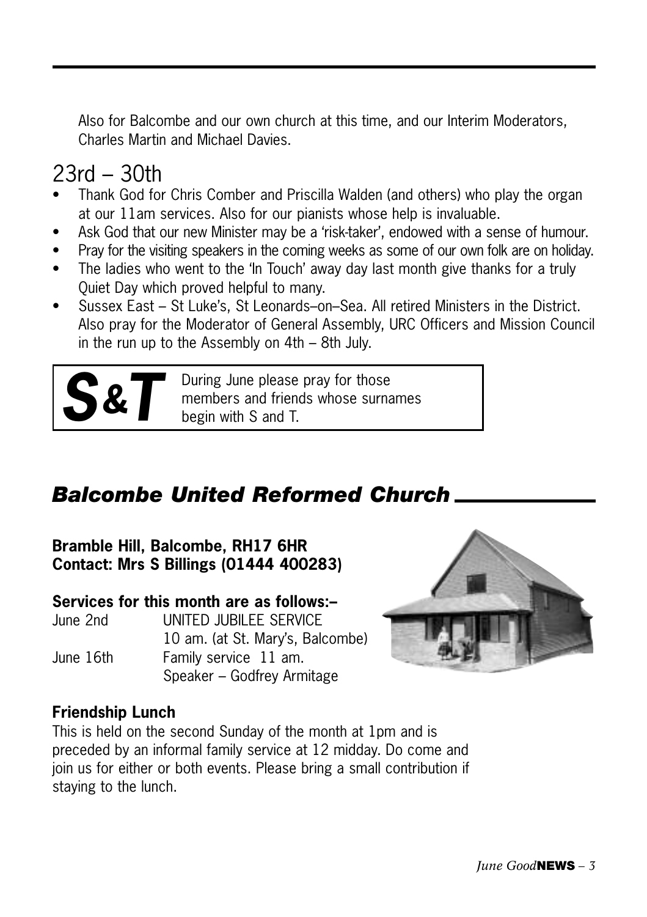Also for Balcombe and our own church at this time, and our Interim Moderators, Charles Martin and Michael Davies.

## 23rd – 30th

- Thank God for Chris Comber and Priscilla Walden (and others) who play the organ at our 11am services. Also for our pianists whose help is invaluable.
- Ask God that our new Minister may be a 'risk-taker', endowed with a sense of humour.
- Pray for the visiting speakers in the coming weeks as some of our own folk are on holiday.
- The ladies who went to the 'In Touch' away day last month give thanks for a truly Quiet Day which proved helpful to many.
- Sussex East – St Luke's, St Leonards–on–Sea. All retired Ministers in the District. Also pray for the Moderator of General Assembly, URC Officers and Mission Council in the run up to the Assembly on 4th – 8th July.

**S&T** During June please pray for those members and friends whose surnames begin with S and T.

## *Balcombe United Reformed Church*

**Bramble Hill, Balcombe, RH17 6HR**
**Contact: Mrs S Billings (01444 400283)**

**Services for this month are as follows:–**

| | |
|---|---|
| June 2nd | UNITED JUBILEE SERVICE<br>10 am. (at St. Mary's, Balcombe) |
| June 16th | Family service 11 am.<br>Speaker – Godfrey Armitage |

### Friendship Lunch

This is held on the second Sunday of the month at 1pm and is preceded by an informal family service at 12 midday. Do come and join us for either or both events. Please bring a small contribution if staying to the lunch.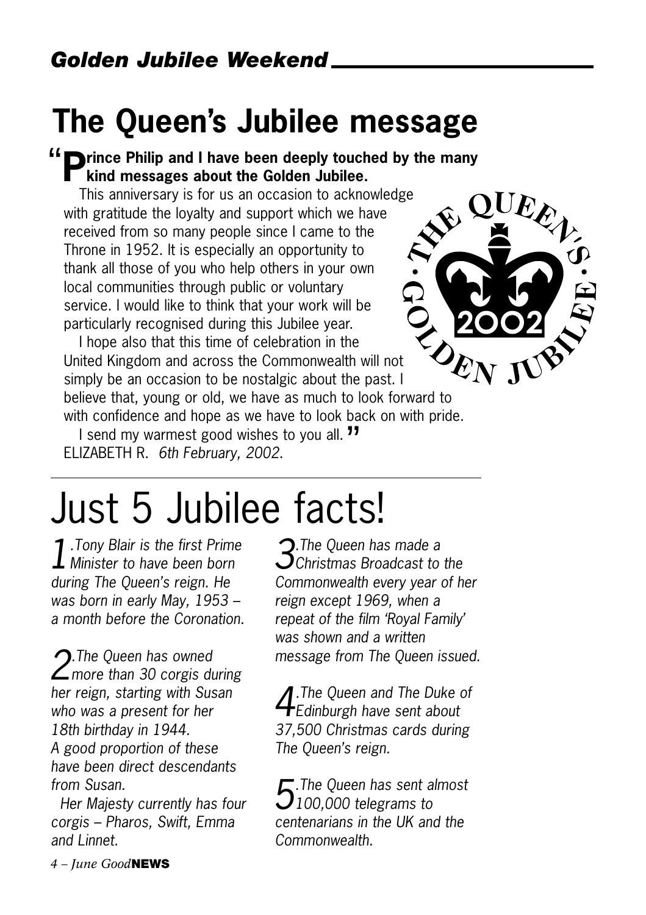## *Golden Jubilee Weekend*

# The Queen's Jubilee message

"**Prince Philip and I have been deeply touched by the many kind messages about the Golden Jubilee.**

This anniversary is for us an occasion to acknowledge with gratitude the loyalty and support which we have received from so many people since I came to the Throne in 1952. It is especially an opportunity to thank all those of you who help others in your own local communities through public or voluntary service. I would like to think that your work will be particularly recognised during this Jubilee year.

I hope also that this time of celebration in the United Kingdom and across the Commonwealth will not simply be an occasion to be nostalgic about the past. I believe that, young or old, we have as much to look forward to with confidence and hope as we have to look back on with pride.

I send my warmest good wishes to you all."

ELIZABETH R. *6th February, 2002.*

THE QUEEN'S GOLDEN JUBILEE 2002

# Just 5 Jubilee facts!

*1. Tony Blair is the first Prime Minister to have been born during The Queen's reign. He was born in early May, 1953 – a month before the Coronation.*

*2. The Queen has owned more than 30 corgis during her reign, starting with Susan who was a present for her 18th birthday in 1944. A good proportion of these have been direct descendants from Susan.*

*Her Majesty currently has four corgis – Pharos, Swift, Emma and Linnet.*

*3. The Queen has made a Christmas Broadcast to the Commonwealth every year of her reign except 1969, when a repeat of the film 'Royal Family' was shown and a written message from The Queen issued.*

*4. The Queen and The Duke of Edinburgh have sent about 37,500 Christmas cards during The Queen's reign.*

*5. The Queen has sent almost 100,000 telegrams to centenarians in the UK and the Commonwealth.*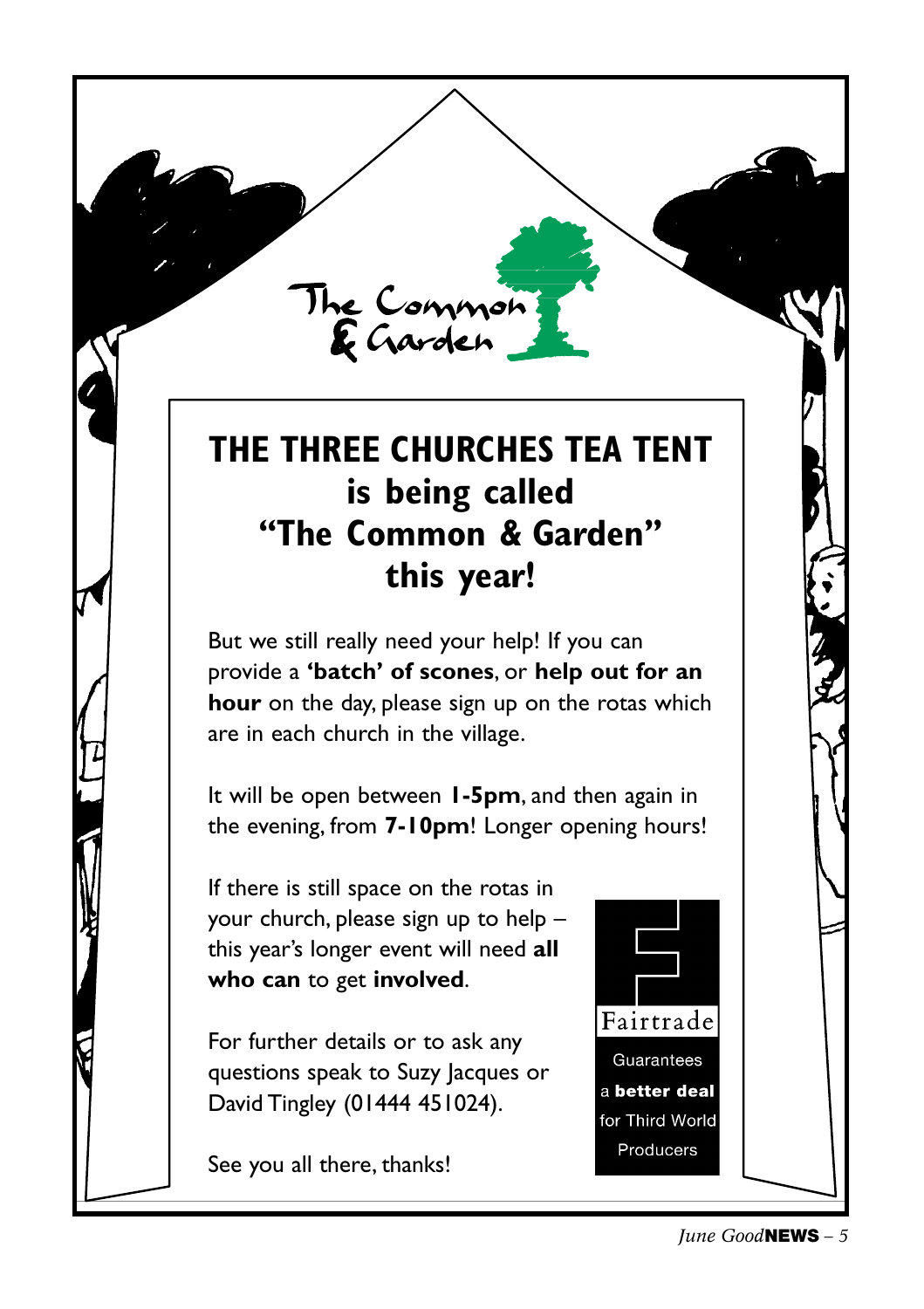The Common & Garden

# THE THREE CHURCHES TEA TENT is being called "The Common & Garden" this year!

But we still really need your help! If you can provide a **'batch' of scones**, or **help out for an hour** on the day, please sign up on the rotas which are in each church in the village.

It will be open between **1-5pm**, and then again in the evening, from **7-10pm**! Longer opening hours!

If there is still space on the rotas in your church, please sign up to help – this year's longer event will need **all who can** to get **involved**.

For further details or to ask any questions speak to Suzy Jacques or David Tingley (01444 451024).

See you all there, thanks!

Fairtrade

Guarantees a **better deal** for Third World Producers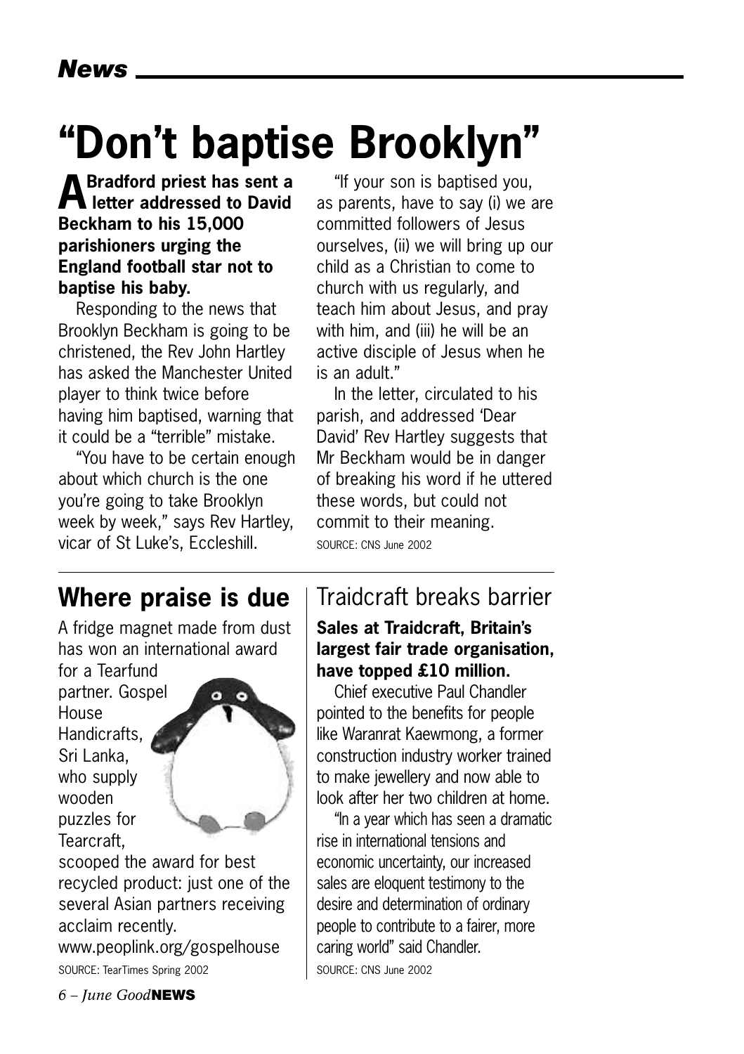# "Don't baptise Brooklyn"

**A Bradford priest has sent a letter addressed to David Beckham to his 15,000 parishioners urging the England football star not to baptise his baby.**

Responding to the news that Brooklyn Beckham is going to be christened, the Rev John Hartley has asked the Manchester United player to think twice before having him baptised, warning that it could be a "terrible" mistake.

"You have to be certain enough about which church is the one you're going to take Brooklyn week by week," says Rev Hartley, vicar of St Luke's, Eccleshill.

"If your son is baptised you, as parents, have to say (i) we are committed followers of Jesus ourselves, (ii) we will bring up our child as a Christian to come to church with us regularly, and teach him about Jesus, and pray with him, and (iii) he will be an active disciple of Jesus when he is an adult."

In the letter, circulated to his parish, and addressed 'Dear David' Rev Hartley suggests that Mr Beckham would be in danger of breaking his word if he uttered these words, but could not commit to their meaning.

SOURCE: CNS June 2002

## Where praise is due

A fridge magnet made from dust has won an international award for a Tearfund partner. Gospel House Handicrafts, Sri Lanka, who supply wooden puzzles for Tearcraft, scooped the award for best recycled product: just one of the several Asian partners receiving acclaim recently.

www.peoplink.org/gospelhouse

SOURCE: TearTimes Spring 2002

## Traidcraft breaks barrier

**Sales at Traidcraft, Britain's largest fair trade organisation, have topped £10 million.**

Chief executive Paul Chandler pointed to the benefits for people like Waranrat Kaewmong, a former construction industry worker trained to make jewellery and now able to look after her two children at home.

"In a year which has seen a dramatic rise in international tensions and economic uncertainty, our increased sales are eloquent testimony to the desire and determination of ordinary people to contribute to a fairer, more caring world" said Chandler.

SOURCE: CNS June 2002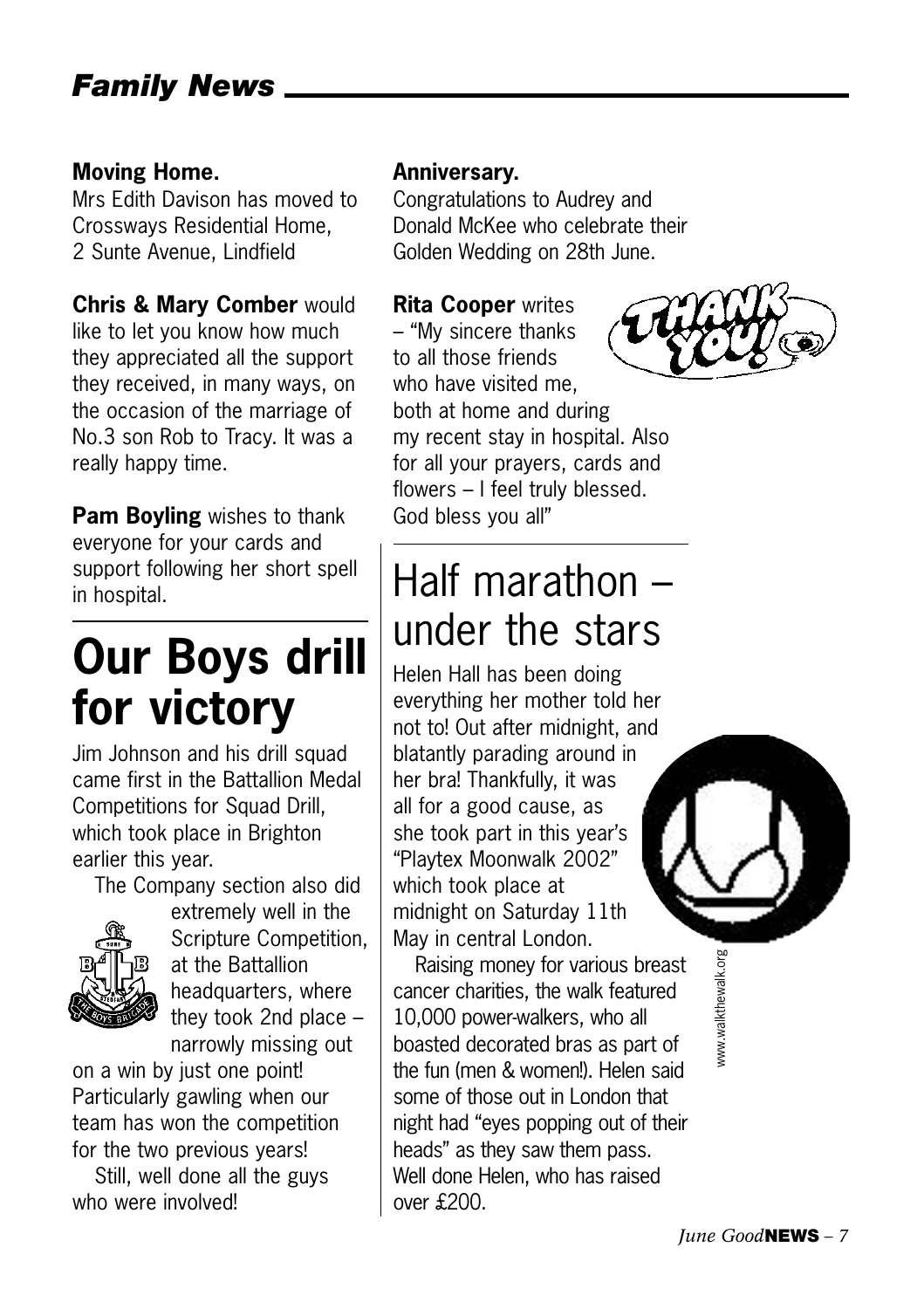## *Family News*

**Moving Home.**
Mrs Edith Davison has moved to Crossways Residential Home, 2 Sunte Avenue, Lindfield

**Chris & Mary Comber** would like to let you know how much they appreciated all the support they received, in many ways, on the occasion of the marriage of No.3 son Rob to Tracy. It was a really happy time.

**Pam Boyling** wishes to thank everyone for your cards and support following her short spell in hospital.

# Our Boys drill for victory

Jim Johnson and his drill squad came first in the Battallion Medal Competitions for Squad Drill, which took place in Brighton earlier this year.

The Company section also did extremely well in the Scripture Competition, at the Battallion headquarters, where they took 2nd place – narrowly missing out on a win by just one point! Particularly gawling when our team has won the competition for the two previous years!

Still, well done all the guys who were involved!

**Anniversary.**
Congratulations to Audrey and Donald McKee who celebrate their Golden Wedding on 28th June.

**Rita Cooper** writes – "My sincere thanks to all those friends who have visited me, both at home and during my recent stay in hospital. Also for all your prayers, cards and flowers – I feel truly blessed. God bless you all"

# Half marathon – under the stars

Helen Hall has been doing everything her mother told her not to! Out after midnight, and blatantly parading around in her bra! Thankfully, it was all for a good cause, as she took part in this year's "Playtex Moonwalk 2002" which took place at midnight on Saturday 11th May in central London.

Raising money for various breast cancer charities, the walk featured 10,000 power-walkers, who all boasted decorated bras as part of the fun (men & women!). Helen said some of those out in London that night had "eyes popping out of their heads" as they saw them pass. Well done Helen, who has raised over £200.

www.walkthewalk.org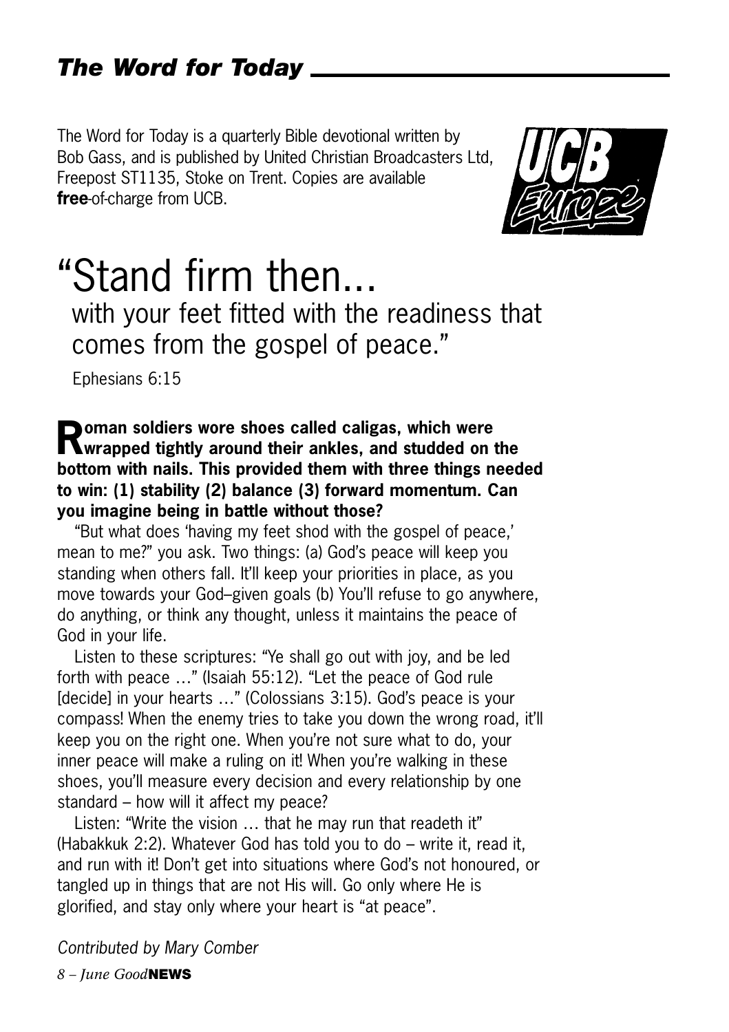## *The Word for Today*

The Word for Today is a quarterly Bible devotional written by Bob Gass, and is published by United Christian Broadcasters Ltd, Freepost ST1135, Stoke on Trent. Copies are available **free**-of-charge from UCB.

# "Stand firm then...

## with your feet fitted with the readiness that comes from the gospel of peace."

Ephesians 6:15

**Roman soldiers wore shoes called caligas, which were wrapped tightly around their ankles, and studded on the bottom with nails. This provided them with three things needed to win: (1) stability (2) balance (3) forward momentum. Can you imagine being in battle without those?**

"But what does 'having my feet shod with the gospel of peace,' mean to me?" you ask. Two things: (a) God's peace will keep you standing when others fall. It'll keep your priorities in place, as you move towards your God–given goals (b) You'll refuse to go anywhere, do anything, or think any thought, unless it maintains the peace of God in your life.

Listen to these scriptures: "Ye shall go out with joy, and be led forth with peace …" (Isaiah 55:12). "Let the peace of God rule [decide] in your hearts …" (Colossians 3:15). God's peace is your compass! When the enemy tries to take you down the wrong road, it'll keep you on the right one. When you're not sure what to do, your inner peace will make a ruling on it! When you're walking in these shoes, you'll measure every decision and every relationship by one standard – how will it affect my peace?

Listen: "Write the vision … that he may run that readeth it" (Habakkuk 2:2). Whatever God has told you to do – write it, read it, and run with it! Don't get into situations where God's not honoured, or tangled up in things that are not His will. Go only where He is glorified, and stay only where your heart is "at peace".

*Contributed by Mary Comber*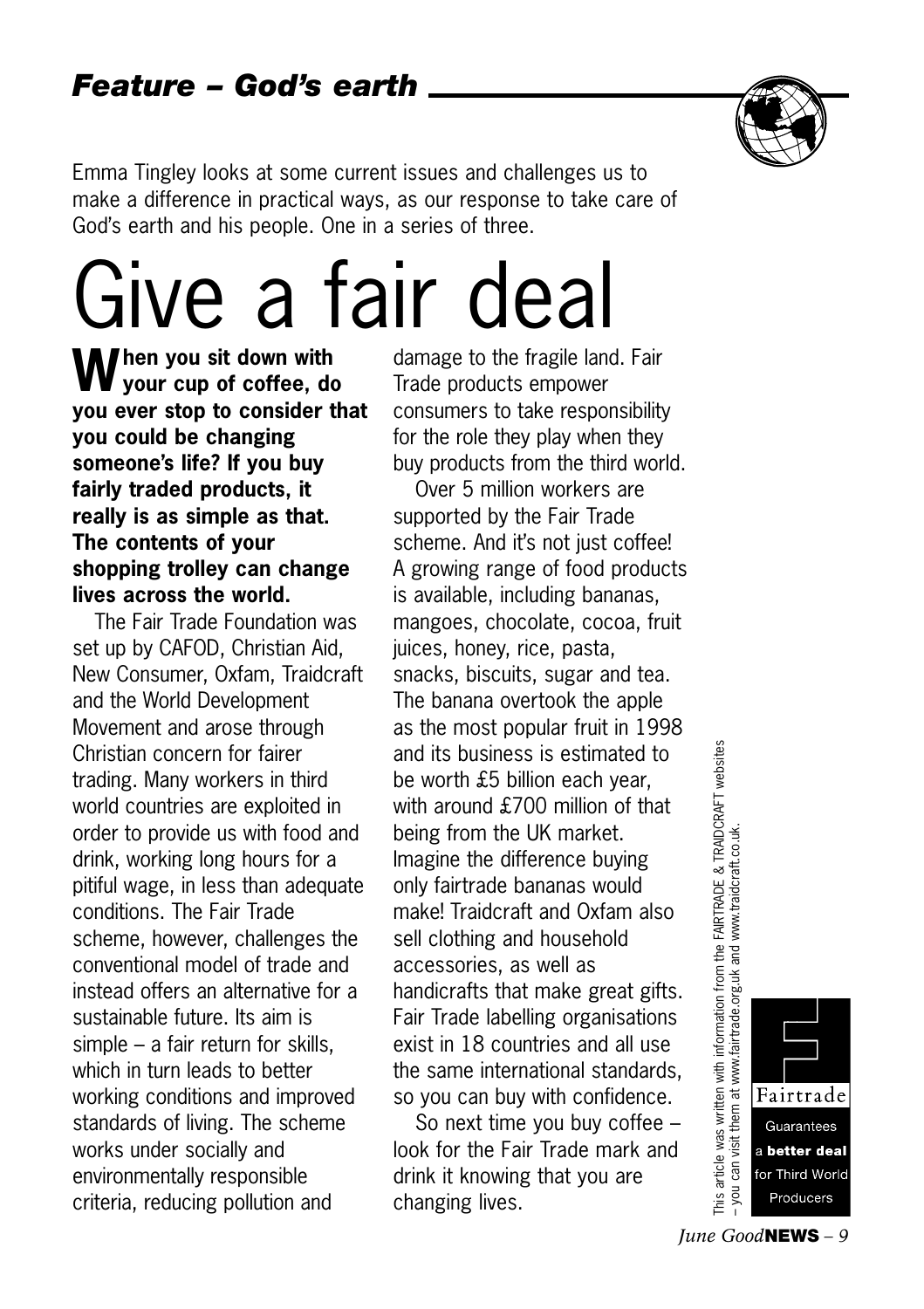*Feature – God's earth*

Emma Tingley looks at some current issues and challenges us to make a difference in practical ways, as our response to take care of God's earth and his people. One in a series of three.

# Give a fair deal

**When you sit down with your cup of coffee, do you ever stop to consider that you could be changing someone's life? If you buy fairly traded products, it really is as simple as that. The contents of your shopping trolley can change lives across the world.**

The Fair Trade Foundation was set up by CAFOD, Christian Aid, New Consumer, Oxfam, Traidcraft and the World Development Movement and arose through Christian concern for fairer trading. Many workers in third world countries are exploited in order to provide us with food and drink, working long hours for a pitiful wage, in less than adequate conditions. The Fair Trade scheme, however, challenges the conventional model of trade and instead offers an alternative for a sustainable future. Its aim is simple – a fair return for skills, which in turn leads to better working conditions and improved standards of living. The scheme works under socially and environmentally responsible criteria, reducing pollution and damage to the fragile land. Fair Trade products empower consumers to take responsibility for the role they play when they buy products from the third world.

Over 5 million workers are supported by the Fair Trade scheme. And it's not just coffee! A growing range of food products is available, including bananas, mangoes, chocolate, cocoa, fruit juices, honey, rice, pasta, snacks, biscuits, sugar and tea. The banana overtook the apple as the most popular fruit in 1998 and its business is estimated to be worth £5 billion each year, with around £700 million of that being from the UK market. Imagine the difference buying only fairtrade bananas would make! Traidcraft and Oxfam also sell clothing and household accessories, as well as handicrafts that make great gifts. Fair Trade labelling organisations exist in 18 countries and all use the same international standards, so you can buy with confidence.

So next time you buy coffee – look for the Fair Trade mark and drink it knowing that you are changing lives.

This article was written with information from the FAIRTRADE & TRAIDCRAFT websites – you can visit them at www.fairtrade.org.uk and www.traidcraft.co.uk.

Fairtrade
Guarantees
a **better deal**
for Third World
Producers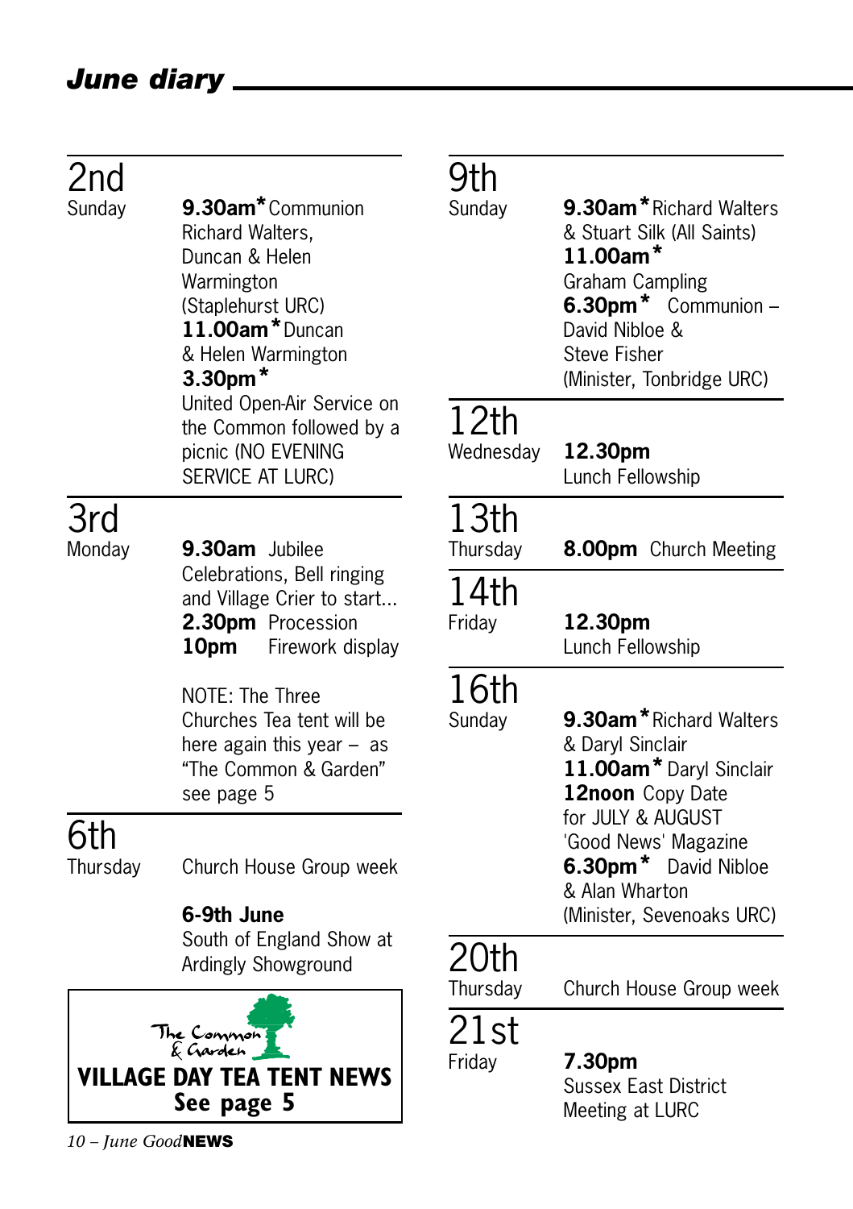## *June diary*

**2nd** Sunday

**9.30am*** Communion Richard Walters, Duncan & Helen Warmington (Staplehurst URC)
**11.00am*** Duncan & Helen Warmington
**3.30pm***
United Open-Air Service on the Common followed by a picnic (NO EVENING SERVICE AT LURC)

**3rd** Monday

**9.30am** Jubilee Celebrations, Bell ringing and Village Crier to start...
**2.30pm** Procession
**10pm** Firework display

NOTE: The Three Churches Tea tent will be here again this year – as "The Common & Garden" see page 5

**6th** Thursday

Church House Group week

**6-9th June**
South of England Show at Ardingly Showground

The Common & Garden
**VILLAGE DAY TEA TENT NEWS**
**See page 5**

**9th** Sunday

**9.30am*** Richard Walters & Stuart Silk (All Saints)
**11.00am***
Graham Campling
**6.30pm*** Communion – David Nibloe & Steve Fisher (Minister, Tonbridge URC)

**12th** Wednesday

**12.30pm**
Lunch Fellowship

**13th** Thursday

**8.00pm** Church Meeting

**14th** Friday

**12.30pm**
Lunch Fellowship

**16th** Sunday

**9.30am*** Richard Walters & Daryl Sinclair
**11.00am*** Daryl Sinclair
**12noon** Copy Date for JULY & AUGUST 'Good News' Magazine
**6.30pm*** David Nibloe & Alan Wharton (Minister, Sevenoaks URC)

**20th** Thursday

Church House Group week

**21st** Friday

**7.30pm**
Sussex East District Meeting at LURC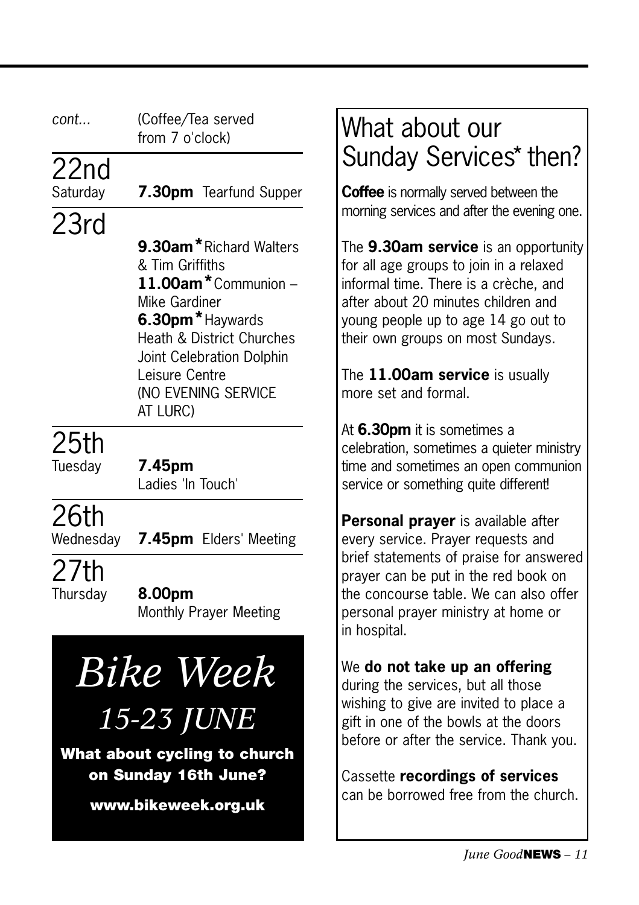*cont...* (Coffee/Tea served from 7 o'clock)

## 22nd
Saturday **7.30pm** Tearfund Supper

## 23rd
**9.30am*** Richard Walters & Tim Griffiths
**11.00am*** Communion – Mike Gardiner
**6.30pm*** Haywards Heath & District Churches Joint Celebration Dolphin Leisure Centre (NO EVENING SERVICE AT LURC)

## 25th
Tuesday **7.45pm** Ladies 'In Touch'

## 26th
Wednesday **7.45pm** Elders' Meeting

## 27th
Thursday **8.00pm** Monthly Prayer Meeting

# *Bike Week*
## *15-23 JUNE*

**What about cycling to church on Sunday 16th June?**

**www.bikeweek.org.uk**

# What about our Sunday Services* then?

**Coffee** is normally served between the morning services and after the evening one.

The **9.30am service** is an opportunity for all age groups to join in a relaxed informal time. There is a crèche, and after about 20 minutes children and young people up to age 14 go out to their own groups on most Sundays.

The **11.00am service** is usually more set and formal.

At **6.30pm** it is sometimes a celebration, sometimes a quieter ministry time and sometimes an open communion service or something quite different!

**Personal prayer** is available after every service. Prayer requests and brief statements of praise for answered prayer can be put in the red book on the concourse table. We can also offer personal prayer ministry at home or in hospital.

We **do not take up an offering** during the services, but all those wishing to give are invited to place a gift in one of the bowls at the doors before or after the service. Thank you.

Cassette **recordings of services** can be borrowed free from the church.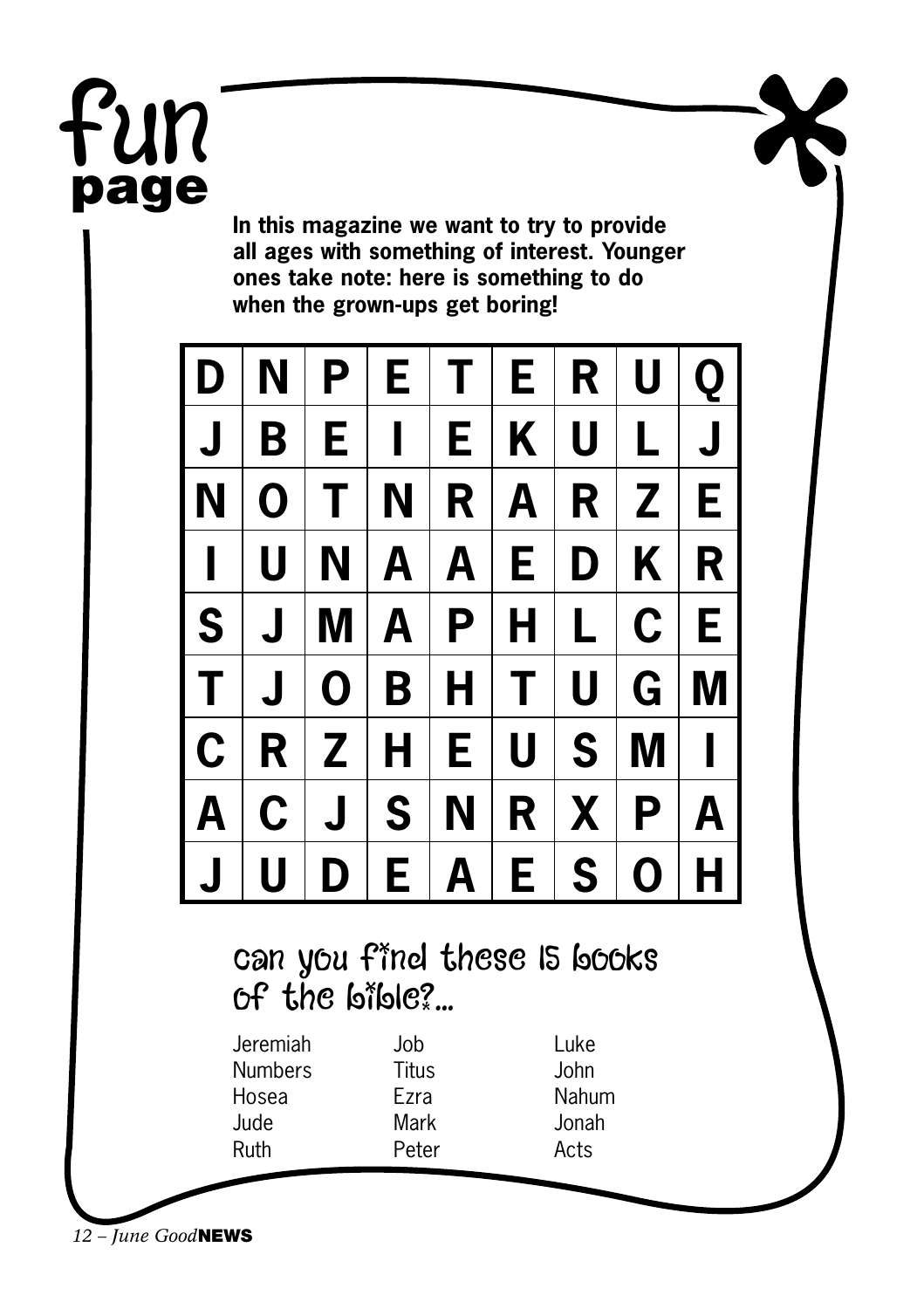# fun page

**In this magazine we want to try to provide all ages with something of interest. Younger ones take note: here is something to do when the grown-ups get boring!**

| D | N | P | E | T | E | R | U | Q |
|---|---|---|---|---|---|---|---|---|
| J | B | E | I | E | K | U | L | J |
| N | O | T | N | R | A | R | Z | E |
| I | U | N | A | A | E | D | K | R |
| S | J | M | A | P | H | L | C | E |
| T | J | O | B | H | T | U | G | M |
| C | R | Z | H | E | U | S | M | I |
| A | C | J | S | N | R | X | P | A |
| J | U | D | E | A | E | S | O | H |

## Can you find these 15 books of the bible?...

| | | |
|---|---|---|
| Jeremiah | Job | Luke |
| Numbers | Titus | John |
| Hosea | Ezra | Nahum |
| Jude | Mark | Jonah |
| Ruth | Peter | Acts |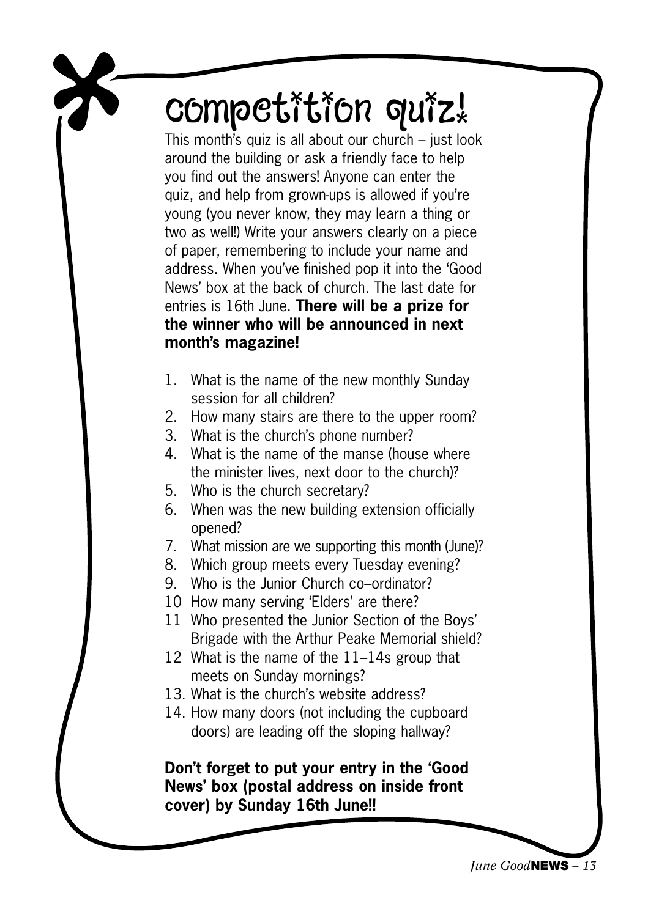# competition quiz!

This month's quiz is all about our church – just look around the building or ask a friendly face to help you find out the answers! Anyone can enter the quiz, and help from grown-ups is allowed if you're young (you never know, they may learn a thing or two as well!) Write your answers clearly on a piece of paper, remembering to include your name and address. When you've finished pop it into the 'Good News' box at the back of church. The last date for entries is 16th June. **There will be a prize for the winner who will be announced in next month's magazine!**

1. What is the name of the new monthly Sunday session for all children?
2. How many stairs are there to the upper room?
3. What is the church's phone number?
4. What is the name of the manse (house where the minister lives, next door to the church)?
5. Who is the church secretary?
6. When was the new building extension officially opened?
7. What mission are we supporting this month (June)?
8. Which group meets every Tuesday evening?
9. Who is the Junior Church co–ordinator?
10. How many serving 'Elders' are there?
11. Who presented the Junior Section of the Boys' Brigade with the Arthur Peake Memorial shield?
12. What is the name of the 11–14s group that meets on Sunday mornings?
13. What is the church's website address?
14. How many doors (not including the cupboard doors) are leading off the sloping hallway?

**Don't forget to put your entry in the 'Good News' box (postal address on inside front cover) by Sunday 16th June!!**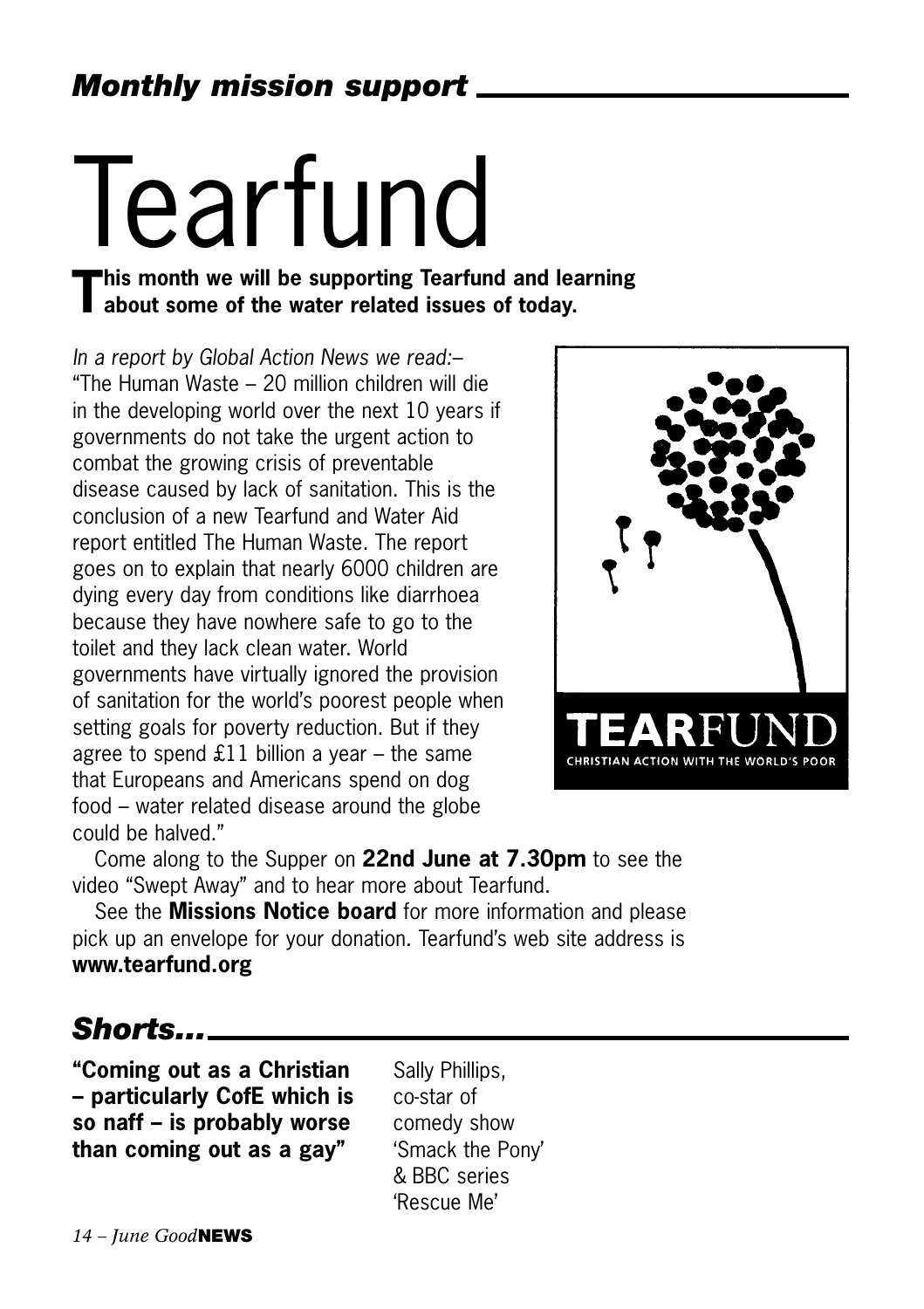## *Monthly mission support*

# Tearfund

**This month we will be supporting Tearfund and learning about some of the water related issues of today.**

*In a report by Global Action News we read:–*
"The Human Waste – 20 million children will die in the developing world over the next 10 years if governments do not take the urgent action to combat the growing crisis of preventable disease caused by lack of sanitation. This is the conclusion of a new Tearfund and Water Aid report entitled The Human Waste. The report goes on to explain that nearly 6000 children are dying every day from conditions like diarrhoea because they have nowhere safe to go to the toilet and they lack clean water. World governments have virtually ignored the provision of sanitation for the world's poorest people when setting goals for poverty reduction. But if they agree to spend £11 billion a year – the same that Europeans and Americans spend on dog food – water related disease around the globe could be halved."

TEARFUND
CHRISTIAN ACTION WITH THE WORLD'S POOR

Come along to the Supper on **22nd June at 7.30pm** to see the video "Swept Away" and to hear more about Tearfund.

See the **Missions Notice board** for more information and please pick up an envelope for your donation. Tearfund's web site address is **www.tearfund.org**

## *Shorts...*

**"Coming out as a Christian – particularly CofE which is so naff – is probably worse than coming out as a gay"**

Sally Phillips, co-star of comedy show 'Smack the Pony' & BBC series 'Rescue Me'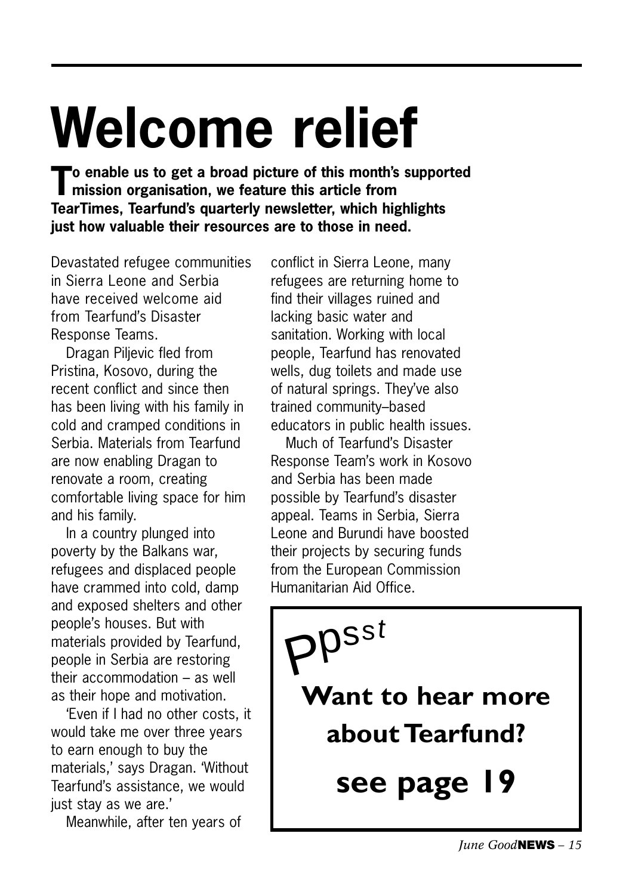# Welcome relief

**To enable us to get a broad picture of this month's supported mission organisation, we feature this article from TearTimes, Tearfund's quarterly newsletter, which highlights just how valuable their resources are to those in need.**

Devastated refugee communities in Sierra Leone and Serbia have received welcome aid from Tearfund's Disaster Response Teams.

Dragan Piljevic fled from Pristina, Kosovo, during the recent conflict and since then has been living with his family in cold and cramped conditions in Serbia. Materials from Tearfund are now enabling Dragan to renovate a room, creating comfortable living space for him and his family.

In a country plunged into poverty by the Balkans war, refugees and displaced people have crammed into cold, damp and exposed shelters and other people's houses. But with materials provided by Tearfund, people in Serbia are restoring their accommodation – as well as their hope and motivation.

'Even if I had no other costs, it would take me over three years to earn enough to buy the materials,' says Dragan. 'Without Tearfund's assistance, we would just stay as we are.'

Meanwhile, after ten years of conflict in Sierra Leone, many refugees are returning home to find their villages ruined and lacking basic water and sanitation. Working with local people, Tearfund has renovated wells, dug toilets and made use of natural springs. They've also trained community–based educators in public health issues.

Much of Tearfund's Disaster Response Team's work in Kosovo and Serbia has been made possible by Tearfund's disaster appeal. Teams in Serbia, Sierra Leone and Burundi have boosted their projects by securing funds from the European Commission Humanitarian Aid Office.

Ppsst

**Want to hear more about Tearfund?**

**see page 19**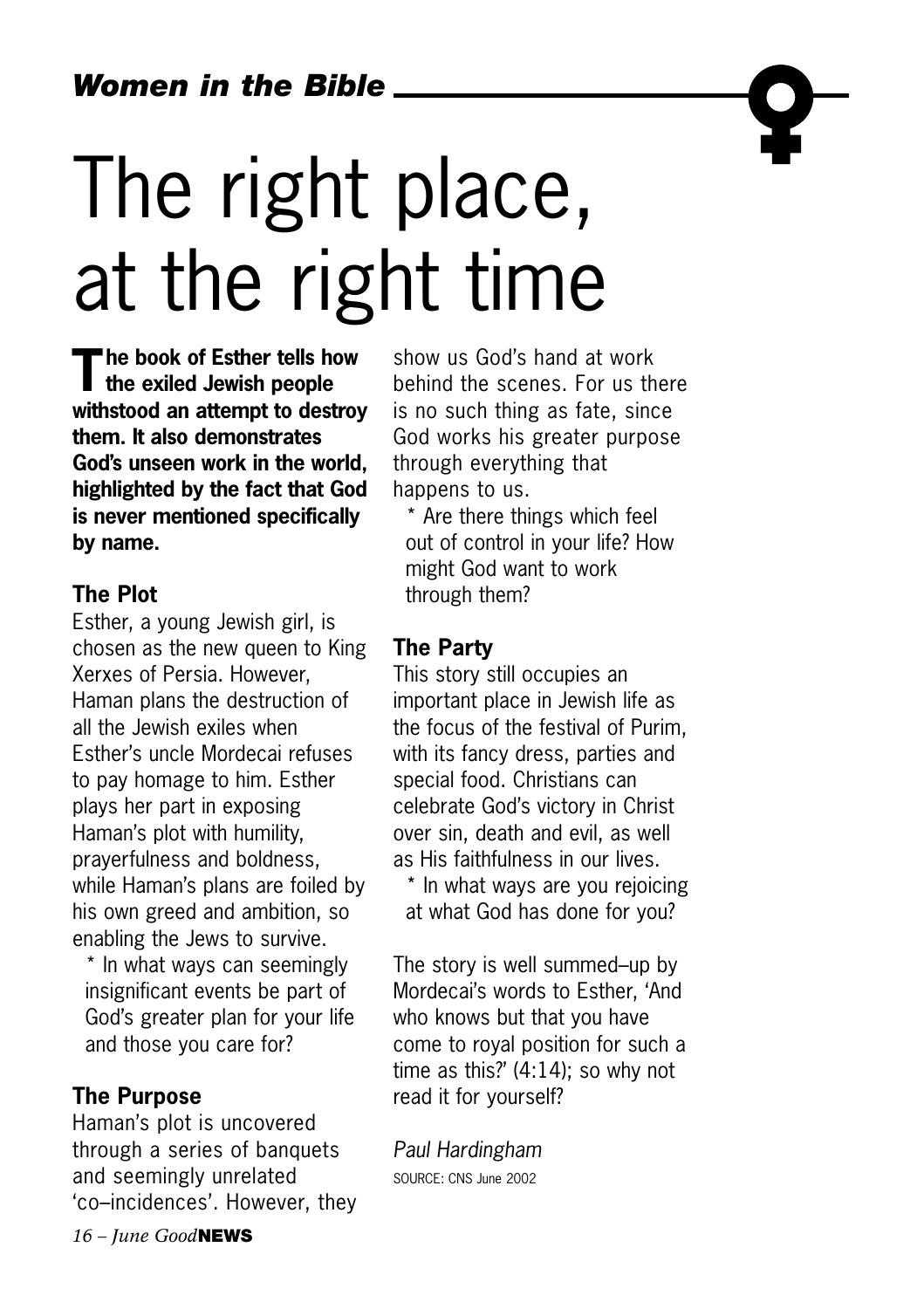*Women in the Bible*

# The right place, at the right time

**The book of Esther tells how the exiled Jewish people withstood an attempt to destroy them. It also demonstrates God's unseen work in the world, highlighted by the fact that God is never mentioned specifically by name.**

### The Plot

Esther, a young Jewish girl, is chosen as the new queen to King Xerxes of Persia. However, Haman plans the destruction of all the Jewish exiles when Esther's uncle Mordecai refuses to pay homage to him. Esther plays her part in exposing Haman's plot with humility, prayerfulness and boldness, while Haman's plans are foiled by his own greed and ambition, so enabling the Jews to survive.

* In what ways can seemingly insignificant events be part of God's greater plan for your life and those you care for?

### The Purpose

Haman's plot is uncovered through a series of banquets and seemingly unrelated 'co–incidences'. However, they show us God's hand at work behind the scenes. For us there is no such thing as fate, since God works his greater purpose through everything that happens to us.

* Are there things which feel out of control in your life? How might God want to work through them?

### The Party

This story still occupies an important place in Jewish life as the focus of the festival of Purim, with its fancy dress, parties and special food. Christians can celebrate God's victory in Christ over sin, death and evil, as well as His faithfulness in our lives.

* In what ways are you rejoicing at what God has done for you?

The story is well summed–up by Mordecai's words to Esther, 'And who knows but that you have come to royal position for such a time as this?' (4:14); so why not read it for yourself?

*Paul Hardingham*

SOURCE: CNS June 2002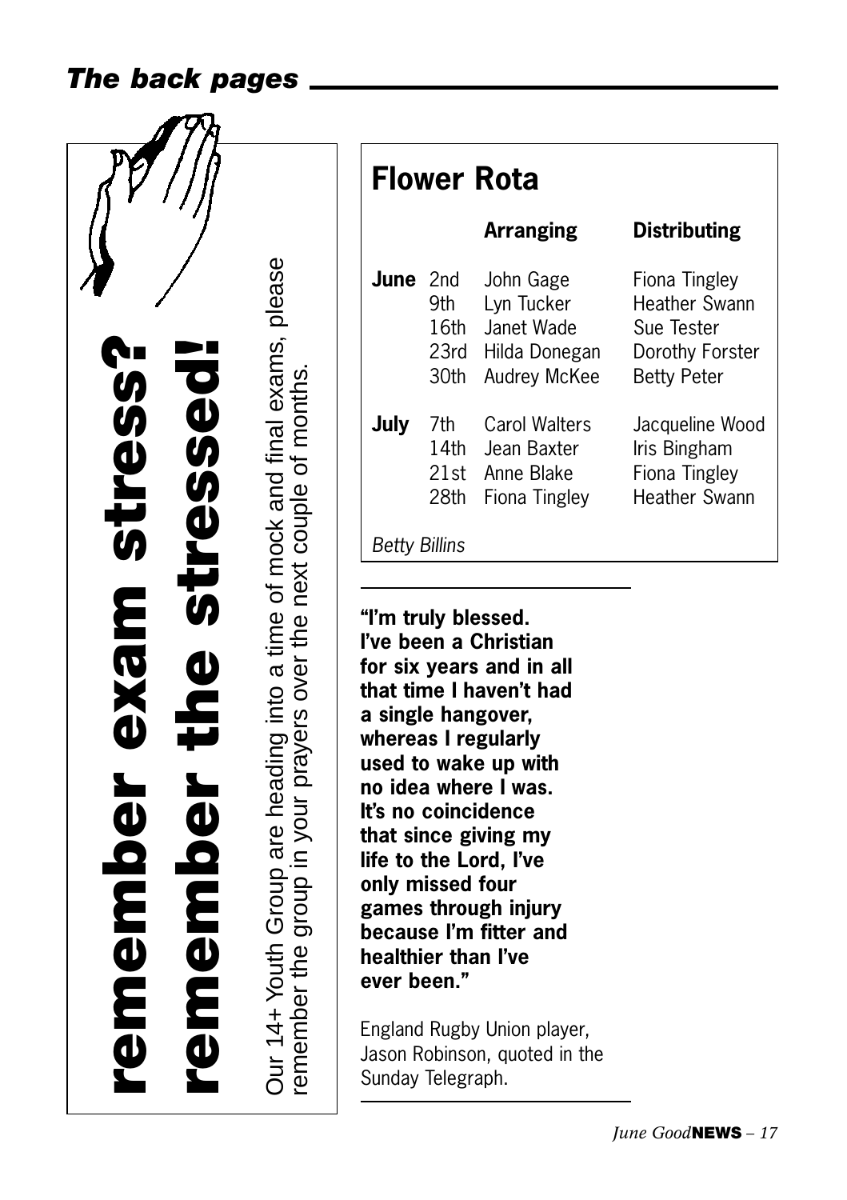## The back pages

**remember exam stress?**
**remember the stressed!**

Our 14+ Youth Group are heading into a time of mock and final exams, please remember the group in your prayers over the next couple of months.

## Flower Rota

| | | Arranging | Distributing |
|---|---|---|---|
| **June** | 2nd | John Gage | Fiona Tingley |
| | 9th | Lyn Tucker | Heather Swann |
| | 16th | Janet Wade | Sue Tester |
| | 23rd | Hilda Donegan | Dorothy Forster |
| | 30th | Audrey McKee | Betty Peter |
| **July** | 7th | Carol Walters | Jacqueline Wood |
| | 14th | Jean Baxter | Iris Bingham |
| | 21st | Anne Blake | Fiona Tingley |
| | 28th | Fiona Tingley | Heather Swann |

*Betty Billins*

---

**"I'm truly blessed. I've been a Christian for six years and in all that time I haven't had a single hangover, whereas I regularly used to wake up with no idea where I was. It's no coincidence that since giving my life to the Lord, I've only missed four games through injury because I'm fitter and healthier than I've ever been."**

England Rugby Union player, Jason Robinson, quoted in the Sunday Telegraph.

---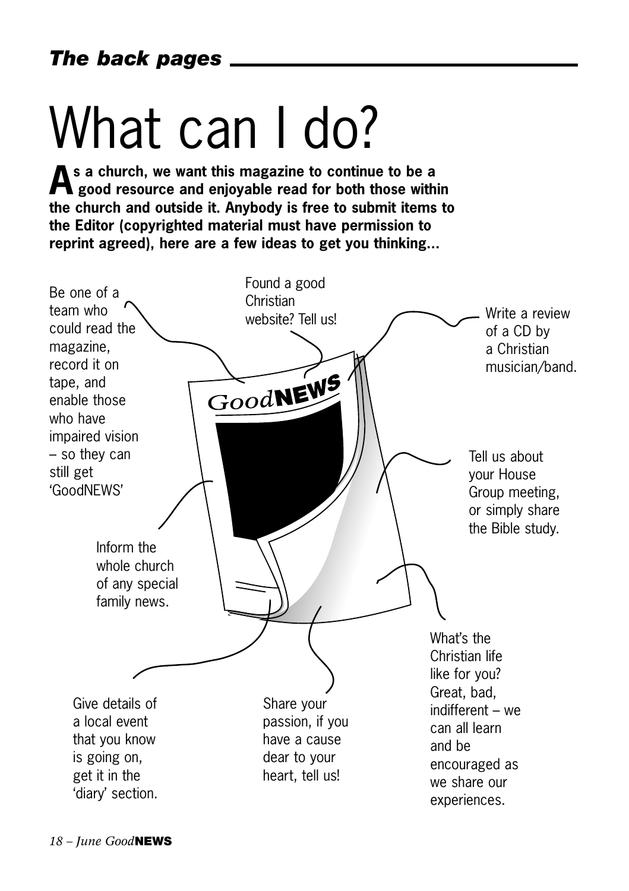# What can I do?

**As a church, we want this magazine to continue to be a good resource and enjoyable read for both those within the church and outside it. Anybody is free to submit items to the Editor (copyrighted material must have permission to reprint agreed), here are a few ideas to get you thinking...**

Be one of a team who could read the magazine, record it on tape, and enable those who have impaired vision – so they can still get 'GoodNEWS'

Found a good Christian website? Tell us!

Write a review of a CD by a Christian musician/band.

Tell us about your House Group meeting, or simply share the Bible study.

Inform the whole church of any special family news.

What's the Christian life like for you? Great, bad, indifferent – we can all learn and be encouraged as we share our experiences.

Give details of a local event that you know is going on, get it in the 'diary' section.

Share your passion, if you have a cause dear to your heart, tell us!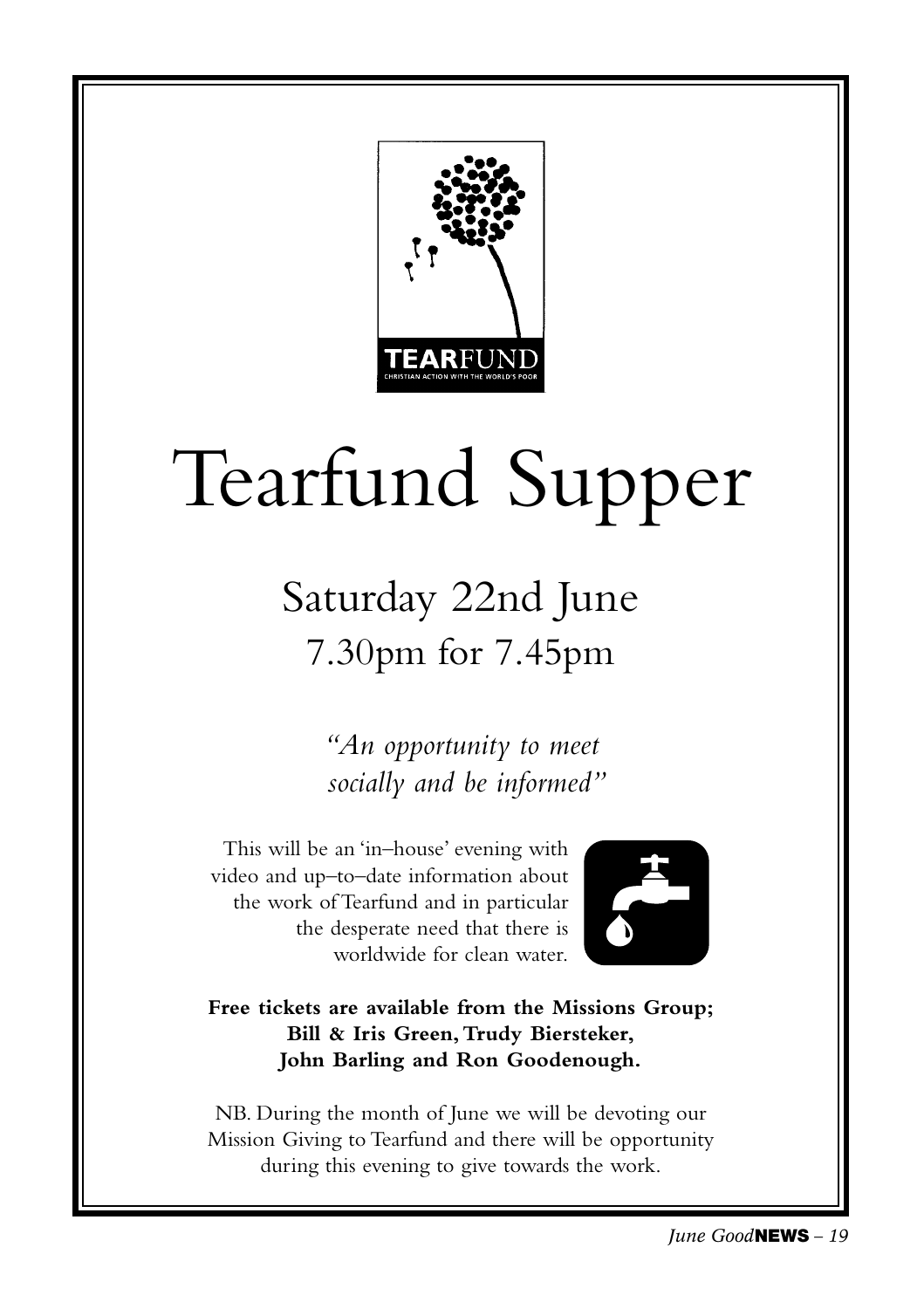TEARFUND

CHRISTIAN ACTION WITH THE WORLD'S POOR

# Tearfund Supper

## Saturday 22nd June

## 7.30pm for 7.45pm

*"An opportunity to meet socially and be informed"*

This will be an 'in–house' evening with video and up–to–date information about the work of Tearfund and in particular the desperate need that there is worldwide for clean water.

**Free tickets are available from the Missions Group; Bill & Iris Green, Trudy Biersteker, John Barling and Ron Goodenough.**

NB. During the month of June we will be devoting our Mission Giving to Tearfund and there will be opportunity during this evening to give towards the work.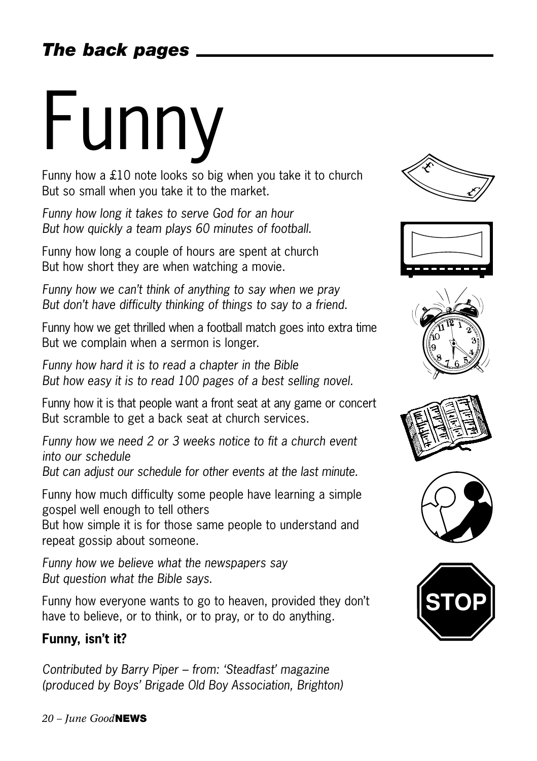# Funny

Funny how a £10 note looks so big when you take it to church
But so small when you take it to the market.

*Funny how long it takes to serve God for an hour*
*But how quickly a team plays 60 minutes of football.*

Funny how long a couple of hours are spent at church
But how short they are when watching a movie.

*Funny how we can't think of anything to say when we pray*
*But don't have difficulty thinking of things to say to a friend.*

Funny how we get thrilled when a football match goes into extra time
But we complain when a sermon is longer.

*Funny how hard it is to read a chapter in the Bible*
*But how easy it is to read 100 pages of a best selling novel.*

Funny how it is that people want a front seat at any game or concert
But scramble to get a back seat at church services.

*Funny how we need 2 or 3 weeks notice to fit a church event into our schedule*
*But can adjust our schedule for other events at the last minute.*

Funny how much difficulty some people have learning a simple gospel well enough to tell others
But how simple it is for those same people to understand and repeat gossip about someone.

*Funny how we believe what the newspapers say*
*But question what the Bible says.*

Funny how everyone wants to go to heaven, provided they don't have to believe, or to think, or to pray, or to do anything.

**Funny, isn't it?**

*Contributed by Barry Piper – from: 'Steadfast' magazine (produced by Boys' Brigade Old Boy Association, Brighton)*